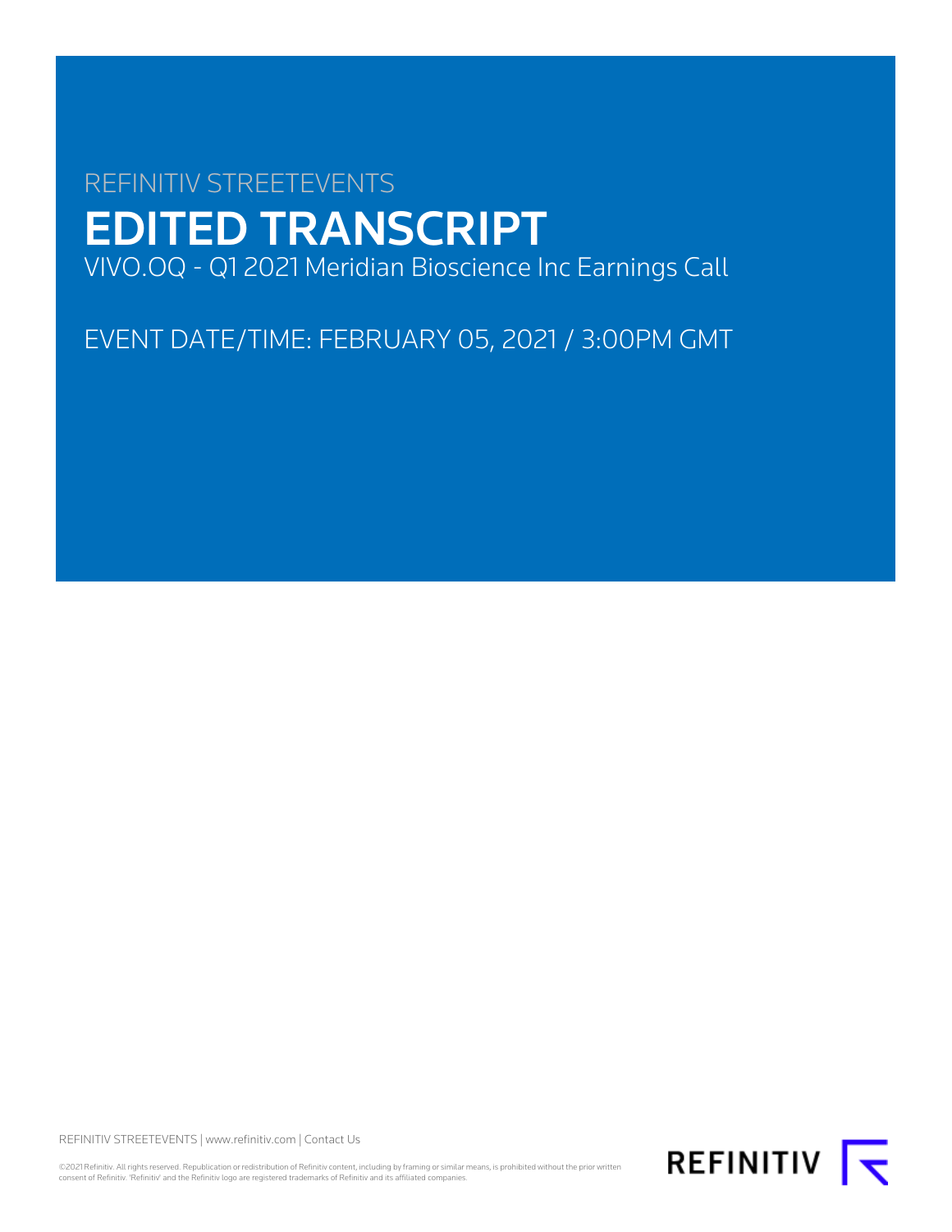REFINITIV STREETEVENTS

# EDITED TRANSCRIPT

VIVO.OQ - Q1 2021 Meridian Bioscience Inc Earnings Call

EVENT DATE/TIME: FEBRUARY 05, 2021 / 3:00PM GMT

REFINITIV STREETEVENTS | www.refinitiv.com | Contact Us

©2021 Refinitiv. All rights reserved. Republication or redistribution of Refinitiv content, including by framing or similar means, is prohibited without the prior written consent of Refinitiv. 'Refinitiv' and the Refinitiv logo are registered trademarks of Refinitiv and its affiliated companies.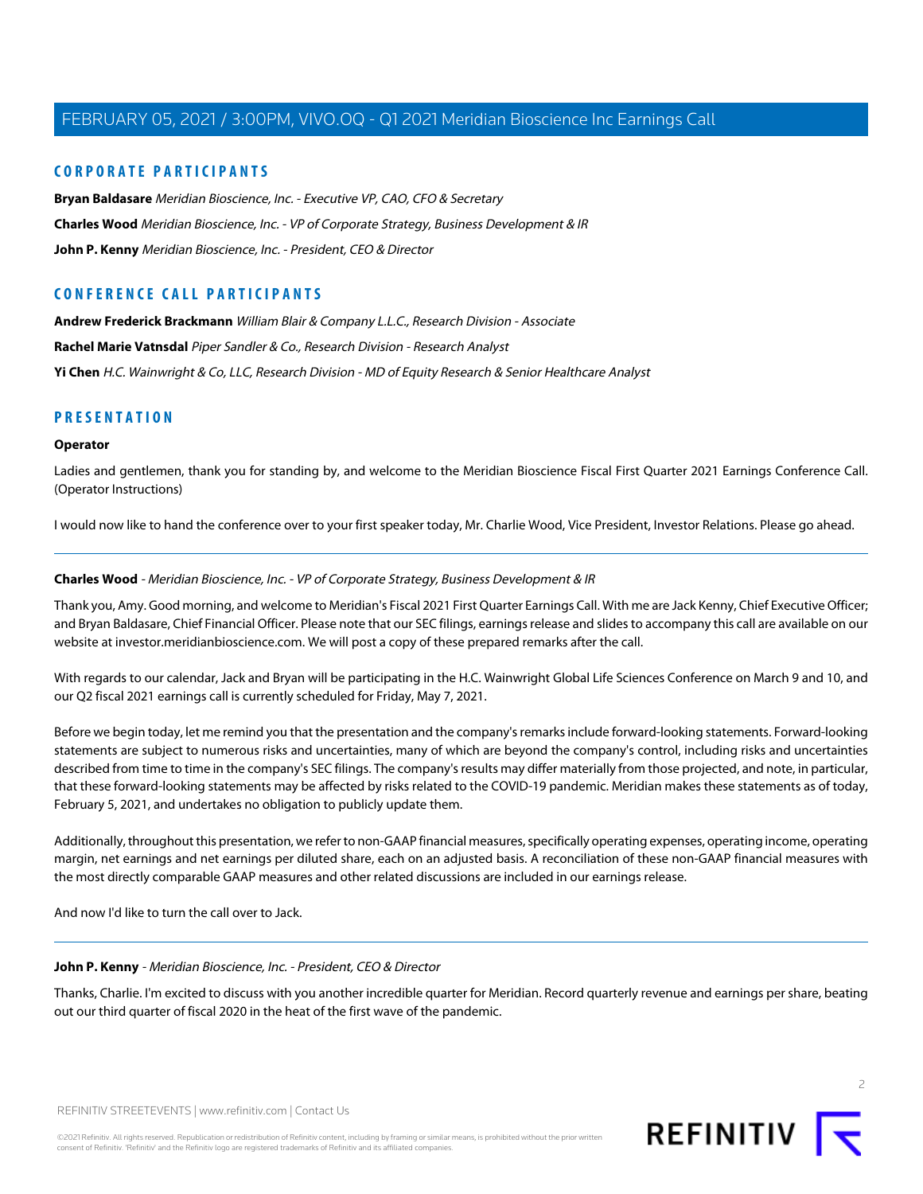## CORPORATE PARTICIPANTS

**Bryan Baldasare** *Meridian Bioscience, Inc. - Executive VP, CAO, CFO & Secretary*

**Charles Wood** *Meridian Bioscience, Inc. - VP of Corporate Strategy, Business Development & IR*

**John P. Kenny** *Meridian Bioscience, Inc. - President, CEO & Director*

## CONFERENCE CALL PARTICIPANTS

**Andrew Frederick Brackmann** *William Blair & Company L.L.C., Research Division - Associate*

**Rachel Marie Vatnsdal** *Piper Sandler & Co., Research Division - Research Analyst*

**Yi Chen** *H.C. Wainwright & Co, LLC, Research Division - MD of Equity Research & Senior Healthcare Analyst*

## PRESENTATION

### Operator

Ladies and gentlemen, thank you for standing by, and welcome to the Meridian Bioscience Fiscal First Quarter 2021 Earnings Conference Call. (Operator Instructions)

I would now like to hand the conference over to your first speaker today, Mr. Charlie Wood, Vice President, Investor Relations. Please go ahead.

---

### Charles Wood - *Meridian Bioscience, Inc. - VP of Corporate Strategy, Business Development & IR*

Thank you, Amy. Good morning, and welcome to Meridian's Fiscal 2021 First Quarter Earnings Call. With me are Jack Kenny, Chief Executive Officer; and Bryan Baldasare, Chief Financial Officer. Please note that our SEC filings, earnings release and slides to accompany this call are available on our website at investor.meridianbioscience.com. We will post a copy of these prepared remarks after the call.

With regards to our calendar, Jack and Bryan will be participating in the H.C. Wainwright Global Life Sciences Conference on March 9 and 10, and our Q2 fiscal 2021 earnings call is currently scheduled for Friday, May 7, 2021.

Before we begin today, let me remind you that the presentation and the company's remarks include forward-looking statements. Forward-looking statements are subject to numerous risks and uncertainties, many of which are beyond the company's control, including risks and uncertainties described from time to time in the company's SEC filings. The company's results may differ materially from those projected, and note, in particular, that these forward-looking statements may be affected by risks related to the COVID-19 pandemic. Meridian makes these statements as of today, February 5, 2021, and undertakes no obligation to publicly update them.

Additionally, throughout this presentation, we refer to non-GAAP financial measures, specifically operating expenses, operating income, operating margin, net earnings and net earnings per diluted share, each on an adjusted basis. A reconciliation of these non-GAAP financial measures with the most directly comparable GAAP measures and other related discussions are included in our earnings release.

And now I'd like to turn the call over to Jack.

---

### John P. Kenny - *Meridian Bioscience, Inc. - President, CEO & Director*

Thanks, Charlie. I'm excited to discuss with you another incredible quarter for Meridian. Record quarterly revenue and earnings per share, beating out our third quarter of fiscal 2020 in the heat of the first wave of the pandemic.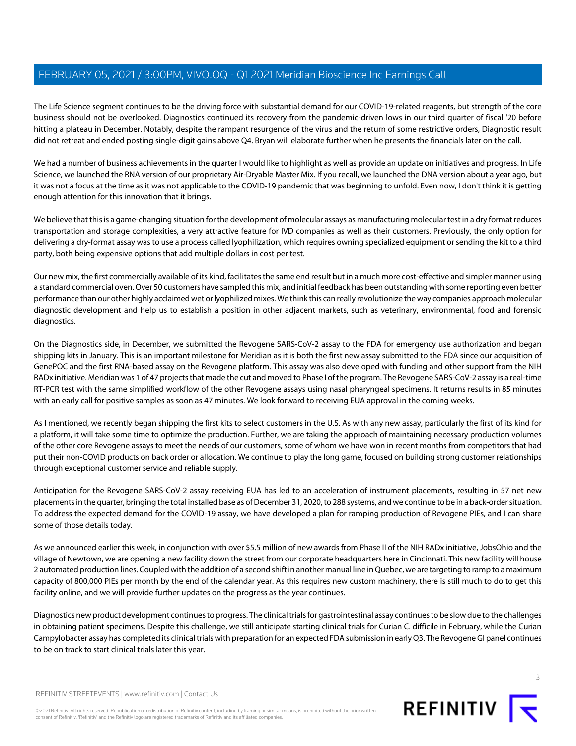The Life Science segment continues to be the driving force with substantial demand for our COVID-19-related reagents, but strength of the core business should not be overlooked. Diagnostics continued its recovery from the pandemic-driven lows in our third quarter of fiscal '20 before hitting a plateau in December. Notably, despite the rampant resurgence of the virus and the return of some restrictive orders, Diagnostic result did not retreat and ended posting single-digit gains above Q4. Bryan will elaborate further when he presents the financials later on the call.

We had a number of business achievements in the quarter I would like to highlight as well as provide an update on initiatives and progress. In Life Science, we launched the RNA version of our proprietary Air-Dryable Master Mix. If you recall, we launched the DNA version about a year ago, but it was not a focus at the time as it was not applicable to the COVID-19 pandemic that was beginning to unfold. Even now, I don't think it is getting enough attention for this innovation that it brings.

We believe that this is a game-changing situation for the development of molecular assays as manufacturing molecular test in a dry format reduces transportation and storage complexities, a very attractive feature for IVD companies as well as their customers. Previously, the only option for delivering a dry-format assay was to use a process called lyophilization, which requires owning specialized equipment or sending the kit to a third party, both being expensive options that add multiple dollars in cost per test.

Our new mix, the first commercially available of its kind, facilitates the same end result but in a much more cost-effective and simpler manner using a standard commercial oven. Over 50 customers have sampled this mix, and initial feedback has been outstanding with some reporting even better performance than our other highly acclaimed wet or lyophilized mixes. We think this can really revolutionize the way companies approach molecular diagnostic development and help us to establish a position in other adjacent markets, such as veterinary, environmental, food and forensic diagnostics.

On the Diagnostics side, in December, we submitted the Revogene SARS-CoV-2 assay to the FDA for emergency use authorization and began shipping kits in January. This is an important milestone for Meridian as it is both the first new assay submitted to the FDA since our acquisition of GenePOC and the first RNA-based assay on the Revogene platform. This assay was also developed with funding and other support from the NIH RADx initiative. Meridian was 1 of 47 projects that made the cut and moved to Phase I of the program. The Revogene SARS-CoV-2 assay is a real-time RT-PCR test with the same simplified workflow of the other Revogene assays using nasal pharyngeal specimens. It returns results in 85 minutes with an early call for positive samples as soon as 47 minutes. We look forward to receiving EUA approval in the coming weeks.

As I mentioned, we recently began shipping the first kits to select customers in the U.S. As with any new assay, particularly the first of its kind for a platform, it will take some time to optimize the production. Further, we are taking the approach of maintaining necessary production volumes of the other core Revogene assays to meet the needs of our customers, some of whom we have won in recent months from competitors that had put their non-COVID products on back order or allocation. We continue to play the long game, focused on building strong customer relationships through exceptional customer service and reliable supply.

Anticipation for the Revogene SARS-CoV-2 assay receiving EUA has led to an acceleration of instrument placements, resulting in 57 net new placements in the quarter, bringing the total installed base as of December 31, 2020, to 288 systems, and we continue to be in a back-order situation. To address the expected demand for the COVID-19 assay, we have developed a plan for ramping production of Revogene PIEs, and I can share some of those details today.

As we announced earlier this week, in conjunction with over $5.5 million of new awards from Phase II of the NIH RADx initiative, JobsOhio and the village of Newtown, we are opening a new facility down the street from our corporate headquarters here in Cincinnati. This new facility will house 2 automated production lines. Coupled with the addition of a second shift in another manual line in Quebec, we are targeting to ramp to a maximum capacity of 800,000 PIEs per month by the end of the calendar year. As this requires new custom machinery, there is still much to do to get this facility online, and we will provide further updates on the progress as the year continues.

Diagnostics new product development continues to progress. The clinical trials for gastrointestinal assay continues to be slow due to the challenges in obtaining patient specimens. Despite this challenge, we still anticipate starting clinical trials for Curian C. difficile in February, while the Curian Campylobacter assay has completed its clinical trials with preparation for an expected FDA submission in early Q3. The Revogene GI panel continues to be on track to start clinical trials later this year.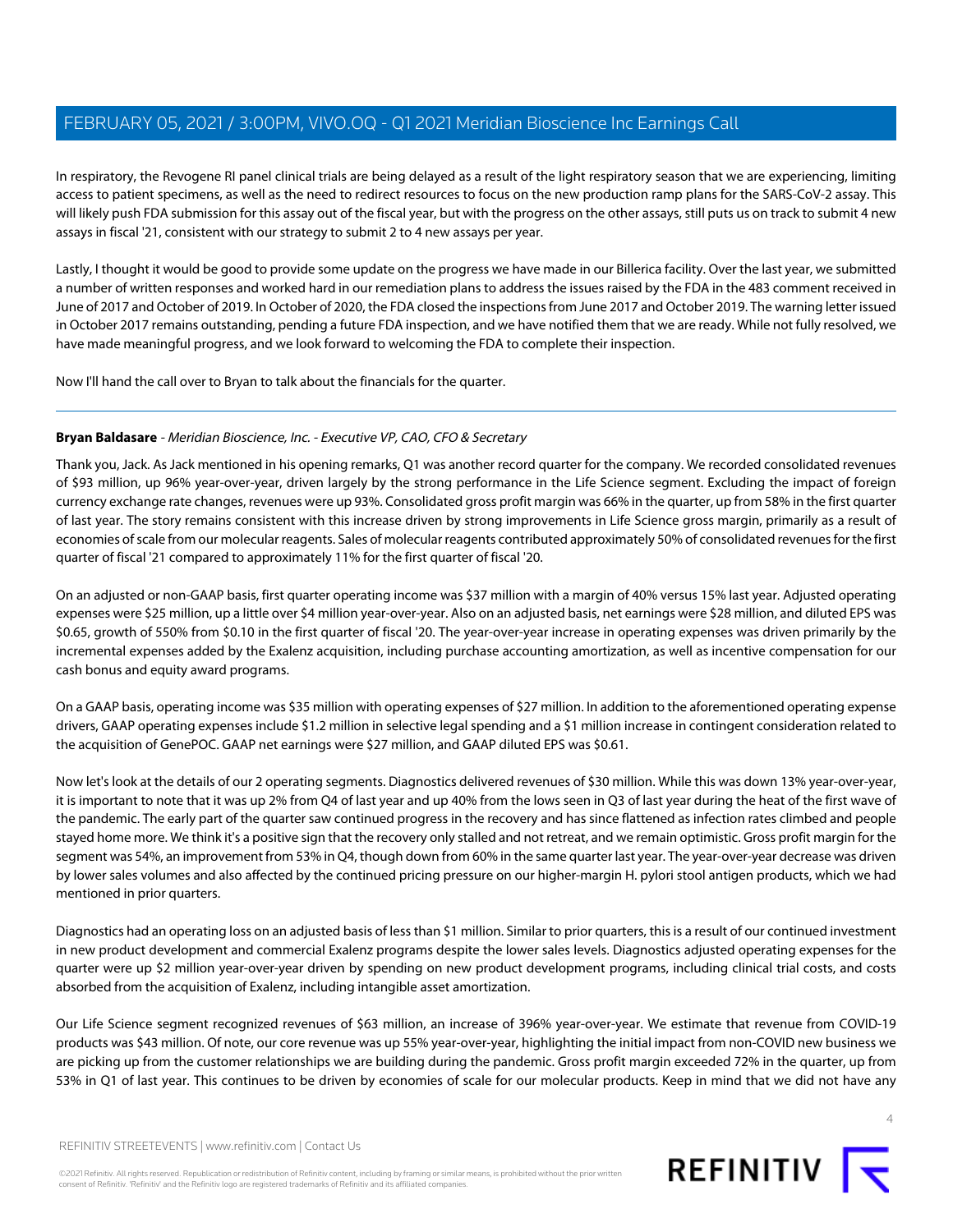In respiratory, the Revogene RI panel clinical trials are being delayed as a result of the light respiratory season that we are experiencing, limiting access to patient specimens, as well as the need to redirect resources to focus on the new production ramp plans for the SARS-CoV-2 assay. This will likely push FDA submission for this assay out of the fiscal year, but with the progress on the other assays, still puts us on track to submit 4 new assays in fiscal '21, consistent with our strategy to submit 2 to 4 new assays per year.

Lastly, I thought it would be good to provide some update on the progress we have made in our Billerica facility. Over the last year, we submitted a number of written responses and worked hard in our remediation plans to address the issues raised by the FDA in the 483 comment received in June of 2017 and October of 2019. In October of 2020, the FDA closed the inspections from June 2017 and October 2019. The warning letter issued in October 2017 remains outstanding, pending a future FDA inspection, and we have notified them that we are ready. While not fully resolved, we have made meaningful progress, and we look forward to welcoming the FDA to complete their inspection.

Now I'll hand the call over to Bryan to talk about the financials for the quarter.

---

**Bryan Baldasare** - *Meridian Bioscience, Inc. - Executive VP, CAO, CFO & Secretary*

Thank you, Jack. As Jack mentioned in his opening remarks, Q1 was another record quarter for the company. We recorded consolidated revenues of $93 million, up 96% year-over-year, driven largely by the strong performance in the Life Science segment. Excluding the impact of foreign currency exchange rate changes, revenues were up 93%. Consolidated gross profit margin was 66% in the quarter, up from 58% in the first quarter of last year. The story remains consistent with this increase driven by strong improvements in Life Science gross margin, primarily as a result of economies of scale from our molecular reagents. Sales of molecular reagents contributed approximately 50% of consolidated revenues for the first quarter of fiscal '21 compared to approximately 11% for the first quarter of fiscal '20.

On an adjusted or non-GAAP basis, first quarter operating income was $37 million with a margin of 40% versus 15% last year. Adjusted operating expenses were $25 million, up a little over $4 million year-over-year. Also on an adjusted basis, net earnings were $28 million, and diluted EPS was $0.65, growth of 550% from $0.10 in the first quarter of fiscal '20. The year-over-year increase in operating expenses was driven primarily by the incremental expenses added by the Exalenz acquisition, including purchase accounting amortization, as well as incentive compensation for our cash bonus and equity award programs.

On a GAAP basis, operating income was $35 million with operating expenses of $27 million. In addition to the aforementioned operating expense drivers, GAAP operating expenses include $1.2 million in selective legal spending and a $1 million increase in contingent consideration related to the acquisition of GenePOC. GAAP net earnings were $27 million, and GAAP diluted EPS was $0.61.

Now let's look at the details of our 2 operating segments. Diagnostics delivered revenues of $30 million. While this was down 13% year-over-year, it is important to note that it was up 2% from Q4 of last year and up 40% from the lows seen in Q3 of last year during the heat of the first wave of the pandemic. The early part of the quarter saw continued progress in the recovery and has since flattened as infection rates climbed and people stayed home more. We think it's a positive sign that the recovery only stalled and not retreat, and we remain optimistic. Gross profit margin for the segment was 54%, an improvement from 53% in Q4, though down from 60% in the same quarter last year. The year-over-year decrease was driven by lower sales volumes and also affected by the continued pricing pressure on our higher-margin H. pylori stool antigen products, which we had mentioned in prior quarters.

Diagnostics had an operating loss on an adjusted basis of less than $1 million. Similar to prior quarters, this is a result of our continued investment in new product development and commercial Exalenz programs despite the lower sales levels. Diagnostics adjusted operating expenses for the quarter were up $2 million year-over-year driven by spending on new product development programs, including clinical trial costs, and costs absorbed from the acquisition of Exalenz, including intangible asset amortization.

Our Life Science segment recognized revenues of $63 million, an increase of 396% year-over-year. We estimate that revenue from COVID-19 products was $43 million. Of note, our core revenue was up 55% year-over-year, highlighting the initial impact from non-COVID new business we are picking up from the customer relationships we are building during the pandemic. Gross profit margin exceeded 72% in the quarter, up from 53% in Q1 of last year. This continues to be driven by economies of scale for our molecular products. Keep in mind that we did not have any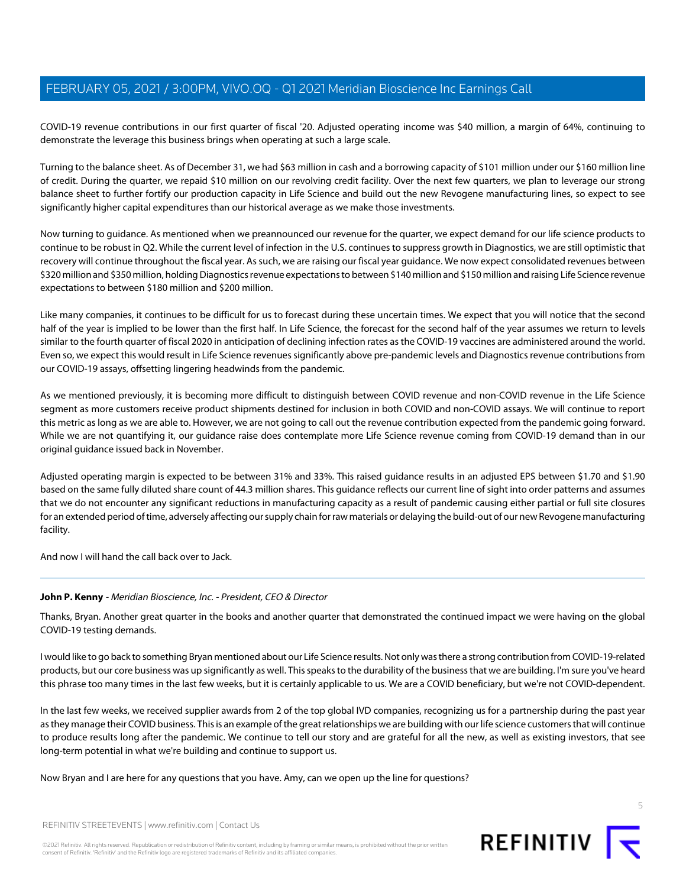COVID-19 revenue contributions in our first quarter of fiscal '20. Adjusted operating income was $40 million, a margin of 64%, continuing to demonstrate the leverage this business brings when operating at such a large scale.

Turning to the balance sheet. As of December 31, we had $63 million in cash and a borrowing capacity of $101 million under our $160 million line of credit. During the quarter, we repaid $10 million on our revolving credit facility. Over the next few quarters, we plan to leverage our strong balance sheet to further fortify our production capacity in Life Science and build out the new Revogene manufacturing lines, so expect to see significantly higher capital expenditures than our historical average as we make those investments.

Now turning to guidance. As mentioned when we preannounced our revenue for the quarter, we expect demand for our life science products to continue to be robust in Q2. While the current level of infection in the U.S. continues to suppress growth in Diagnostics, we are still optimistic that recovery will continue throughout the fiscal year. As such, we are raising our fiscal year guidance. We now expect consolidated revenues between $320 million and $350 million, holding Diagnostics revenue expectations to between $140 million and $150 million and raising Life Science revenue expectations to between $180 million and $200 million.

Like many companies, it continues to be difficult for us to forecast during these uncertain times. We expect that you will notice that the second half of the year is implied to be lower than the first half. In Life Science, the forecast for the second half of the year assumes we return to levels similar to the fourth quarter of fiscal 2020 in anticipation of declining infection rates as the COVID-19 vaccines are administered around the world. Even so, we expect this would result in Life Science revenues significantly above pre-pandemic levels and Diagnostics revenue contributions from our COVID-19 assays, offsetting lingering headwinds from the pandemic.

As we mentioned previously, it is becoming more difficult to distinguish between COVID revenue and non-COVID revenue in the Life Science segment as more customers receive product shipments destined for inclusion in both COVID and non-COVID assays. We will continue to report this metric as long as we are able to. However, we are not going to call out the revenue contribution expected from the pandemic going forward. While we are not quantifying it, our guidance raise does contemplate more Life Science revenue coming from COVID-19 demand than in our original guidance issued back in November.

Adjusted operating margin is expected to be between 31% and 33%. This raised guidance results in an adjusted EPS between $1.70 and $1.90 based on the same fully diluted share count of 44.3 million shares. This guidance reflects our current line of sight into order patterns and assumes that we do not encounter any significant reductions in manufacturing capacity as a result of pandemic causing either partial or full site closures for an extended period of time, adversely affecting our supply chain for raw materials or delaying the build-out of our new Revogene manufacturing facility.

And now I will hand the call back over to Jack.

---

**John P. Kenny** - *Meridian Bioscience, Inc. - President, CEO & Director*

Thanks, Bryan. Another great quarter in the books and another quarter that demonstrated the continued impact we were having on the global COVID-19 testing demands.

I would like to go back to something Bryan mentioned about our Life Science results. Not only was there a strong contribution from COVID-19-related products, but our core business was up significantly as well. This speaks to the durability of the business that we are building. I'm sure you've heard this phrase too many times in the last few weeks, but it is certainly applicable to us. We are a COVID beneficiary, but we're not COVID-dependent.

In the last few weeks, we received supplier awards from 2 of the top global IVD companies, recognizing us for a partnership during the past year as they manage their COVID business. This is an example of the great relationships we are building with our life science customers that will continue to produce results long after the pandemic. We continue to tell our story and are grateful for all the new, as well as existing investors, that see long-term potential in what we're building and continue to support us.

Now Bryan and I are here for any questions that you have. Amy, can we open up the line for questions?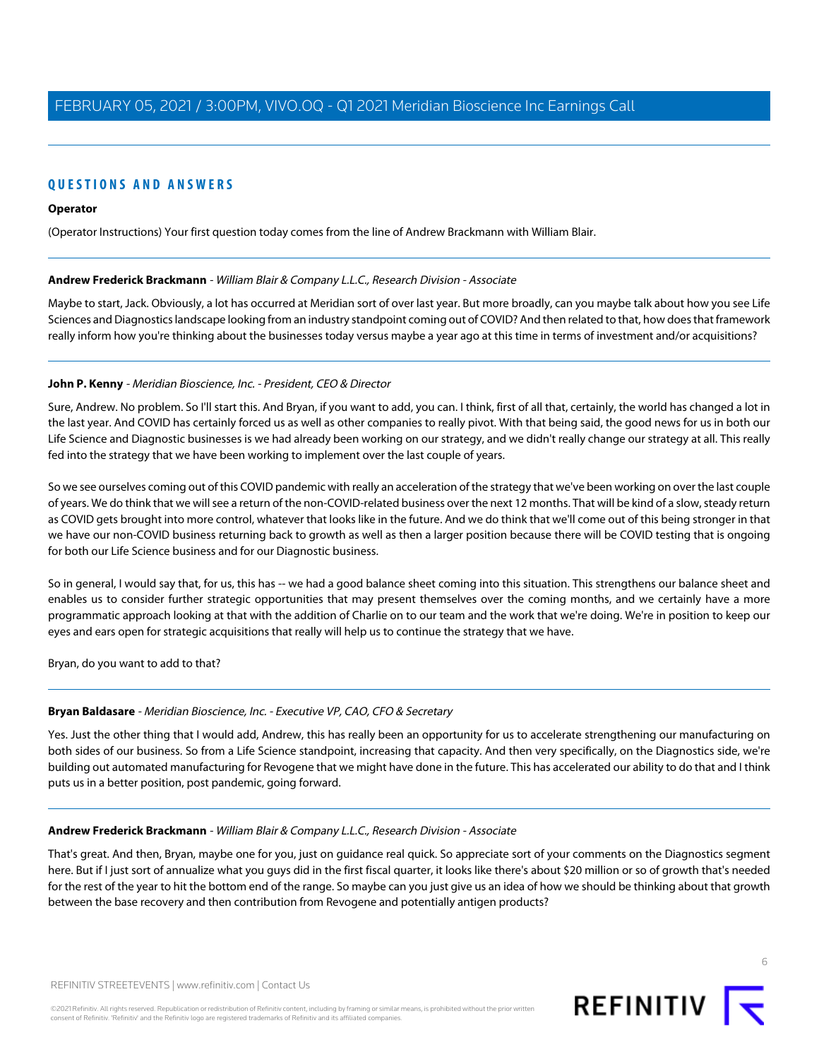## QUESTIONS AND ANSWERS

**Operator**

(Operator Instructions) Your first question today comes from the line of Andrew Brackmann with William Blair.

---

**Andrew Frederick Brackmann** - *William Blair & Company L.L.C., Research Division - Associate*

Maybe to start, Jack. Obviously, a lot has occurred at Meridian sort of over last year. But more broadly, can you maybe talk about how you see Life Sciences and Diagnostics landscape looking from an industry standpoint coming out of COVID? And then related to that, how does that framework really inform how you're thinking about the businesses today versus maybe a year ago at this time in terms of investment and/or acquisitions?

---

**John P. Kenny** - *Meridian Bioscience, Inc. - President, CEO & Director*

Sure, Andrew. No problem. So I'll start this. And Bryan, if you want to add, you can. I think, first of all that, certainly, the world has changed a lot in the last year. And COVID has certainly forced us as well as other companies to really pivot. With that being said, the good news for us in both our Life Science and Diagnostic businesses is we had already been working on our strategy, and we didn't really change our strategy at all. This really fed into the strategy that we have been working to implement over the last couple of years.

So we see ourselves coming out of this COVID pandemic with really an acceleration of the strategy that we've been working on over the last couple of years. We do think that we will see a return of the non-COVID-related business over the next 12 months. That will be kind of a slow, steady return as COVID gets brought into more control, whatever that looks like in the future. And we do think that we'll come out of this being stronger in that we have our non-COVID business returning back to growth as well as then a larger position because there will be COVID testing that is ongoing for both our Life Science business and for our Diagnostic business.

So in general, I would say that, for us, this has -- we had a good balance sheet coming into this situation. This strengthens our balance sheet and enables us to consider further strategic opportunities that may present themselves over the coming months, and we certainly have a more programmatic approach looking at that with the addition of Charlie on to our team and the work that we're doing. We're in position to keep our eyes and ears open for strategic acquisitions that really will help us to continue the strategy that we have.

Bryan, do you want to add to that?

---

**Bryan Baldasare** - *Meridian Bioscience, Inc. - Executive VP, CAO, CFO & Secretary*

Yes. Just the other thing that I would add, Andrew, this has really been an opportunity for us to accelerate strengthening our manufacturing on both sides of our business. So from a Life Science standpoint, increasing that capacity. And then very specifically, on the Diagnostics side, we're building out automated manufacturing for Revogene that we might have done in the future. This has accelerated our ability to do that and I think puts us in a better position, post pandemic, going forward.

---

**Andrew Frederick Brackmann** - *William Blair & Company L.L.C., Research Division - Associate*

That's great. And then, Bryan, maybe one for you, just on guidance real quick. So appreciate sort of your comments on the Diagnostics segment here. But if I just sort of annualize what you guys did in the first fiscal quarter, it looks like there's about $20 million or so of growth that's needed for the rest of the year to hit the bottom end of the range. So maybe can you just give us an idea of how we should be thinking about that growth between the base recovery and then contribution from Revogene and potentially antigen products?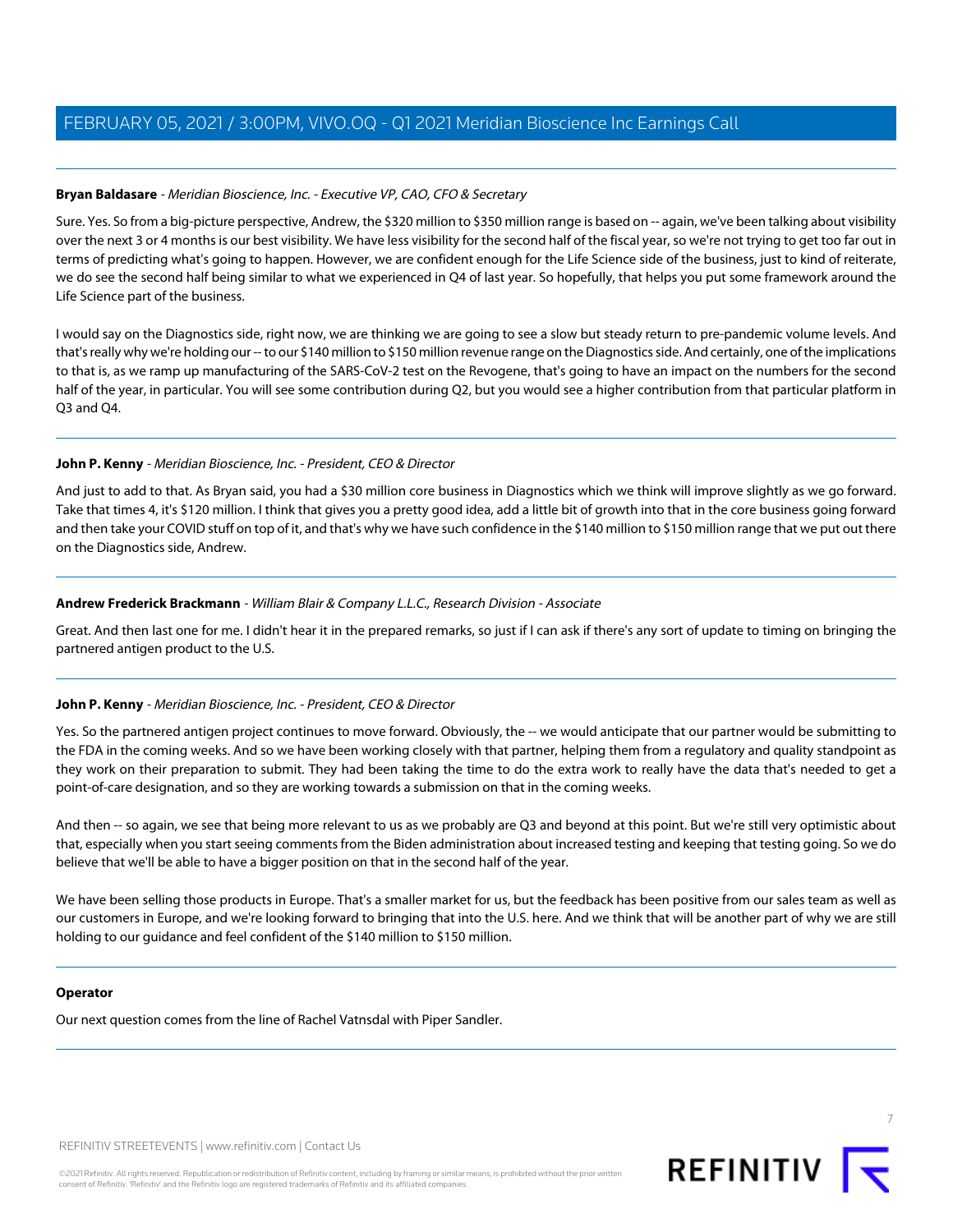**Bryan Baldasare** - *Meridian Bioscience, Inc. - Executive VP, CAO, CFO & Secretary*

Sure. Yes. So from a big-picture perspective, Andrew, the $320 million to $350 million range is based on -- again, we've been talking about visibility over the next 3 or 4 months is our best visibility. We have less visibility for the second half of the fiscal year, so we're not trying to get too far out in terms of predicting what's going to happen. However, we are confident enough for the Life Science side of the business, just to kind of reiterate, we do see the second half being similar to what we experienced in Q4 of last year. So hopefully, that helps you put some framework around the Life Science part of the business.

I would say on the Diagnostics side, right now, we are thinking we are going to see a slow but steady return to pre-pandemic volume levels. And that's really why we're holding our -- to our $140 million to $150 million revenue range on the Diagnostics side. And certainly, one of the implications to that is, as we ramp up manufacturing of the SARS-CoV-2 test on the Revogene, that's going to have an impact on the numbers for the second half of the year, in particular. You will see some contribution during Q2, but you would see a higher contribution from that particular platform in Q3 and Q4.

---

**John P. Kenny** - *Meridian Bioscience, Inc. - President, CEO & Director*

And just to add to that. As Bryan said, you had a $30 million core business in Diagnostics which we think will improve slightly as we go forward. Take that times 4, it's $120 million. I think that gives you a pretty good idea, add a little bit of growth into that in the core business going forward and then take your COVID stuff on top of it, and that's why we have such confidence in the $140 million to $150 million range that we put out there on the Diagnostics side, Andrew.

---

**Andrew Frederick Brackmann** - *William Blair & Company L.L.C., Research Division - Associate*

Great. And then last one for me. I didn't hear it in the prepared remarks, so just if I can ask if there's any sort of update to timing on bringing the partnered antigen product to the U.S.

---

**John P. Kenny** - *Meridian Bioscience, Inc. - President, CEO & Director*

Yes. So the partnered antigen project continues to move forward. Obviously, the -- we would anticipate that our partner would be submitting to the FDA in the coming weeks. And so we have been working closely with that partner, helping them from a regulatory and quality standpoint as they work on their preparation to submit. They had been taking the time to do the extra work to really have the data that's needed to get a point-of-care designation, and so they are working towards a submission on that in the coming weeks.

And then -- so again, we see that being more relevant to us as we probably are Q3 and beyond at this point. But we're still very optimistic about that, especially when you start seeing comments from the Biden administration about increased testing and keeping that testing going. So we do believe that we'll be able to have a bigger position on that in the second half of the year.

We have been selling those products in Europe. That's a smaller market for us, but the feedback has been positive from our sales team as well as our customers in Europe, and we're looking forward to bringing that into the U.S. here. And we think that will be another part of why we are still holding to our guidance and feel confident of the $140 million to $150 million.

---

**Operator**

Our next question comes from the line of Rachel Vatnsdal with Piper Sandler.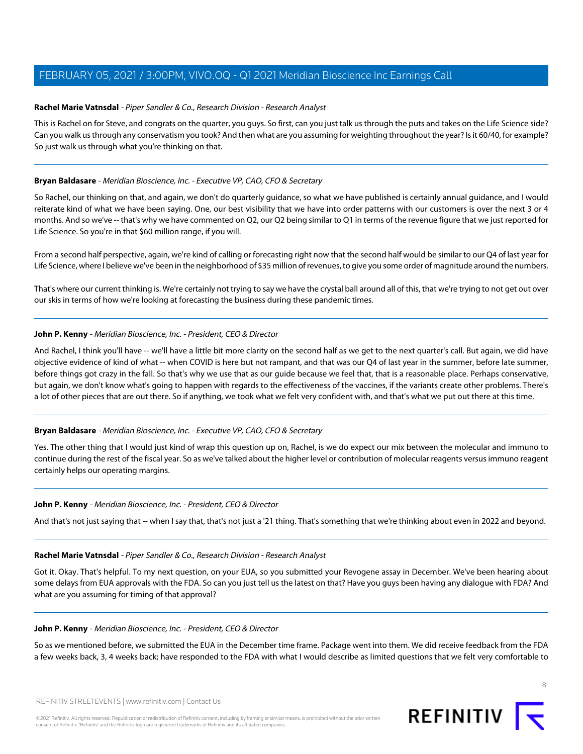**Rachel Marie Vatnsdal** - *Piper Sandler & Co., Research Division - Research Analyst*

This is Rachel on for Steve, and congrats on the quarter, you guys. So first, can you just talk us through the puts and takes on the Life Science side? Can you walk us through any conservatism you took? And then what are you assuming for weighting throughout the year? Is it 60/40, for example? So just walk us through what you're thinking on that.

---

**Bryan Baldasare** - *Meridian Bioscience, Inc. - Executive VP, CAO, CFO & Secretary*

So Rachel, our thinking on that, and again, we don't do quarterly guidance, so what we have published is certainly annual guidance, and I would reiterate kind of what we have been saying. One, our best visibility that we have into order patterns with our customers is over the next 3 or 4 months. And so we've -- that's why we have commented on Q2, our Q2 being similar to Q1 in terms of the revenue figure that we just reported for Life Science. So you're in that $60 million range, if you will.

From a second half perspective, again, we're kind of calling or forecasting right now that the second half would be similar to our Q4 of last year for Life Science, where I believe we've been in the neighborhood of $35 million of revenues, to give you some order of magnitude around the numbers.

That's where our current thinking is. We're certainly not trying to say we have the crystal ball around all of this, that we're trying to not get out over our skis in terms of how we're looking at forecasting the business during these pandemic times.

---

**John P. Kenny** - *Meridian Bioscience, Inc. - President, CEO & Director*

And Rachel, I think you'll have -- we'll have a little bit more clarity on the second half as we get to the next quarter's call. But again, we did have objective evidence of kind of what -- when COVID is here but not rampant, and that was our Q4 of last year in the summer, before late summer, before things got crazy in the fall. So that's why we use that as our guide because we feel that, that is a reasonable place. Perhaps conservative, but again, we don't know what's going to happen with regards to the effectiveness of the vaccines, if the variants create other problems. There's a lot of other pieces that are out there. So if anything, we took what we felt very confident with, and that's what we put out there at this time.

---

**Bryan Baldasare** - *Meridian Bioscience, Inc. - Executive VP, CAO, CFO & Secretary*

Yes. The other thing that I would just kind of wrap this question up on, Rachel, is we do expect our mix between the molecular and immuno to continue during the rest of the fiscal year. So as we've talked about the higher level or contribution of molecular reagents versus immuno reagent certainly helps our operating margins.

---

**John P. Kenny** - *Meridian Bioscience, Inc. - President, CEO & Director*

And that's not just saying that -- when I say that, that's not just a '21 thing. That's something that we're thinking about even in 2022 and beyond.

---

**Rachel Marie Vatnsdal** - *Piper Sandler & Co., Research Division - Research Analyst*

Got it. Okay. That's helpful. To my next question, on your EUA, so you submitted your Revogene assay in December. We've been hearing about some delays from EUA approvals with the FDA. So can you just tell us the latest on that? Have you guys been having any dialogue with FDA? And what are you assuming for timing of that approval?

---

**John P. Kenny** - *Meridian Bioscience, Inc. - President, CEO & Director*

So as we mentioned before, we submitted the EUA in the December time frame. Package went into them. We did receive feedback from the FDA a few weeks back, 3, 4 weeks back; have responded to the FDA with what I would describe as limited questions that we felt very comfortable to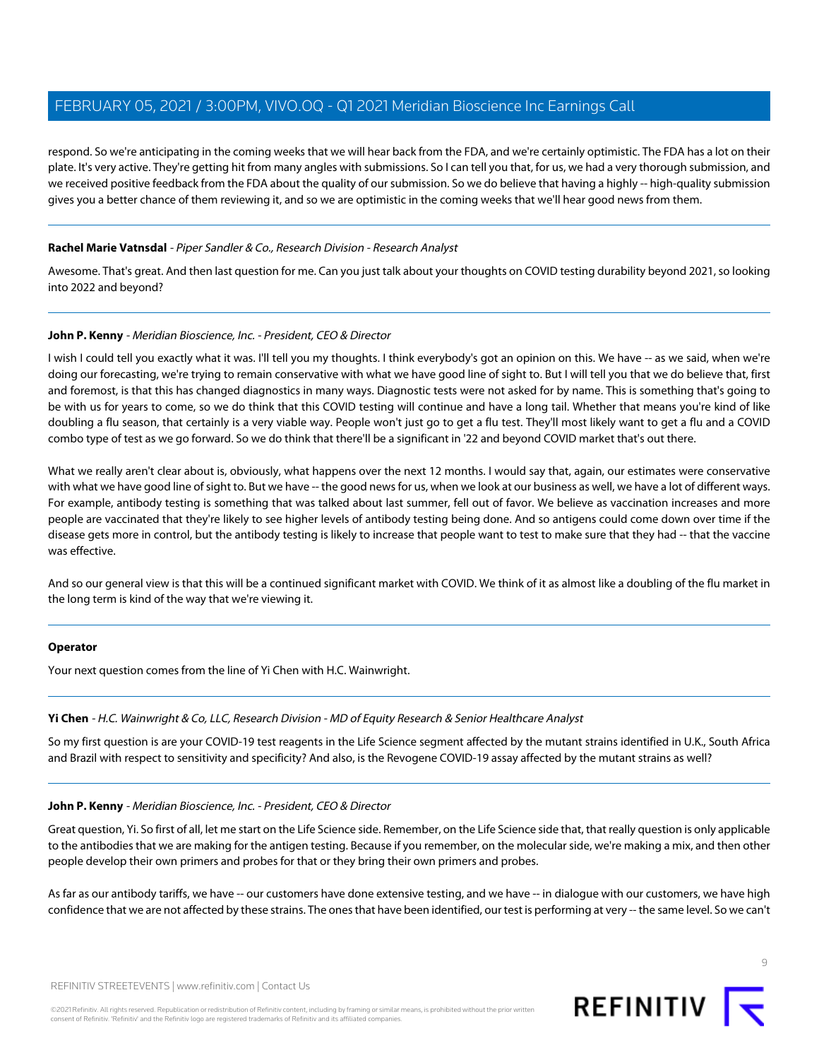respond. So we're anticipating in the coming weeks that we will hear back from the FDA, and we're certainly optimistic. The FDA has a lot on their plate. It's very active. They're getting hit from many angles with submissions. So I can tell you that, for us, we had a very thorough submission, and we received positive feedback from the FDA about the quality of our submission. So we do believe that having a highly -- high-quality submission gives you a better chance of them reviewing it, and so we are optimistic in the coming weeks that we'll hear good news from them.

---

**Rachel Marie Vatnsdal** - *Piper Sandler & Co., Research Division - Research Analyst*

Awesome. That's great. And then last question for me. Can you just talk about your thoughts on COVID testing durability beyond 2021, so looking into 2022 and beyond?

---

**John P. Kenny** - *Meridian Bioscience, Inc. - President, CEO & Director*

I wish I could tell you exactly what it was. I'll tell you my thoughts. I think everybody's got an opinion on this. We have -- as we said, when we're doing our forecasting, we're trying to remain conservative with what we have good line of sight to. But I will tell you that we do believe that, first and foremost, is that this has changed diagnostics in many ways. Diagnostic tests were not asked for by name. This is something that's going to be with us for years to come, so we do think that this COVID testing will continue and have a long tail. Whether that means you're kind of like doubling a flu season, that certainly is a very viable way. People won't just go to get a flu test. They'll most likely want to get a flu and a COVID combo type of test as we go forward. So we do think that there'll be a significant in '22 and beyond COVID market that's out there.

What we really aren't clear about is, obviously, what happens over the next 12 months. I would say that, again, our estimates were conservative with what we have good line of sight to. But we have -- the good news for us, when we look at our business as well, we have a lot of different ways. For example, antibody testing is something that was talked about last summer, fell out of favor. We believe as vaccination increases and more people are vaccinated that they're likely to see higher levels of antibody testing being done. And so antigens could come down over time if the disease gets more in control, but the antibody testing is likely to increase that people want to test to make sure that they had -- that the vaccine was effective.

And so our general view is that this will be a continued significant market with COVID. We think of it as almost like a doubling of the flu market in the long term is kind of the way that we're viewing it.

---

**Operator**

Your next question comes from the line of Yi Chen with H.C. Wainwright.

---

**Yi Chen** - *H.C. Wainwright & Co, LLC, Research Division - MD of Equity Research & Senior Healthcare Analyst*

So my first question is are your COVID-19 test reagents in the Life Science segment affected by the mutant strains identified in U.K., South Africa and Brazil with respect to sensitivity and specificity? And also, is the Revogene COVID-19 assay affected by the mutant strains as well?

---

**John P. Kenny** - *Meridian Bioscience, Inc. - President, CEO & Director*

Great question, Yi. So first of all, let me start on the Life Science side. Remember, on the Life Science side that, that really question is only applicable to the antibodies that we are making for the antigen testing. Because if you remember, on the molecular side, we're making a mix, and then other people develop their own primers and probes for that or they bring their own primers and probes.

As far as our antibody tariffs, we have -- our customers have done extensive testing, and we have -- in dialogue with our customers, we have high confidence that we are not affected by these strains. The ones that have been identified, our test is performing at very -- the same level. So we can't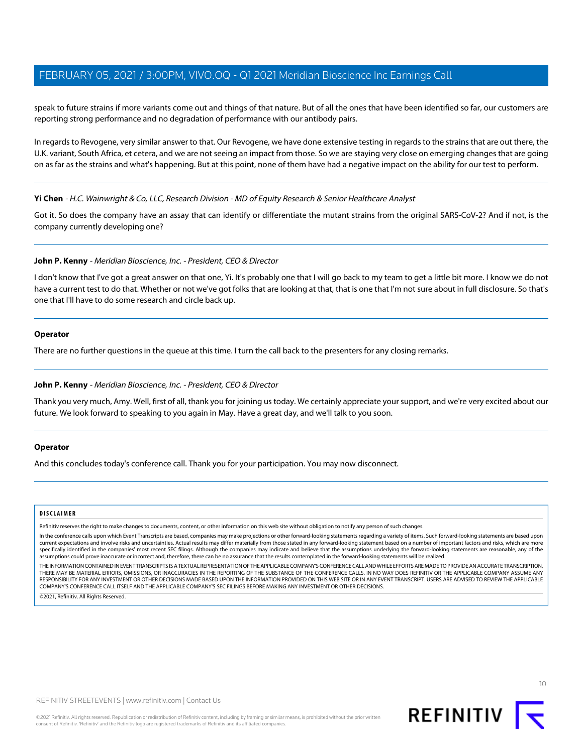speak to future strains if more variants come out and things of that nature. But of all the ones that have been identified so far, our customers are reporting strong performance and no degradation of performance with our antibody pairs.

In regards to Revogene, very similar answer to that. Our Revogene, we have done extensive testing in regards to the strains that are out there, the U.K. variant, South Africa, et cetera, and we are not seeing an impact from those. So we are staying very close on emerging changes that are going on as far as the strains and what's happening. But at this point, none of them have had a negative impact on the ability for our test to perform.

---

**Yi Chen** - *H.C. Wainwright & Co, LLC, Research Division - MD of Equity Research & Senior Healthcare Analyst*

Got it. So does the company have an assay that can identify or differentiate the mutant strains from the original SARS-CoV-2? And if not, is the company currently developing one?

---

**John P. Kenny** - *Meridian Bioscience, Inc. - President, CEO & Director*

I don't know that I've got a great answer on that one, Yi. It's probably one that I will go back to my team to get a little bit more. I know we do not have a current test to do that. Whether or not we've got folks that are looking at that, that is one that I'm not sure about in full disclosure. So that's one that I'll have to do some research and circle back up.

---

**Operator**

There are no further questions in the queue at this time. I turn the call back to the presenters for any closing remarks.

---

**John P. Kenny** - *Meridian Bioscience, Inc. - President, CEO & Director*

Thank you very much, Amy. Well, first of all, thank you for joining us today. We certainly appreciate your support, and we're very excited about our future. We look forward to speaking to you again in May. Have a great day, and we'll talk to you soon.

---

**Operator**

And this concludes today's conference call. Thank you for your participation. You may now disconnect.

---

**DISCLAIMER**

Refinitiv reserves the right to make changes to documents, content, or other information on this web site without obligation to notify any person of such changes.

In the conference calls upon which Event Transcripts are based, companies may make projections or other forward-looking statements regarding a variety of items. Such forward-looking statements are based upon current expectations and involve risks and uncertainties. Actual results may differ materially from those stated in any forward-looking statement based on a number of important factors and risks, which are more specifically identified in the companies' most recent SEC filings. Although the companies may indicate and believe that the assumptions underlying the forward-looking statements are reasonable, any of the assumptions could prove inaccurate or incorrect and, therefore, there can be no assurance that the results contemplated in the forward-looking statements will be realized.

THE INFORMATION CONTAINED IN EVENT TRANSCRIPTS IS A TEXTUAL REPRESENTATION OF THE APPLICABLE COMPANY'S CONFERENCE CALL AND WHILE EFFORTS ARE MADE TO PROVIDE AN ACCURATE TRANSCRIPTION, THERE MAY BE MATERIAL ERRORS, OMISSIONS, OR INACCURACIES IN THE REPORTING OF THE SUBSTANCE OF THE CONFERENCE CALLS. IN NO WAY DOES REFINITIV OR THE APPLICABLE COMPANY ASSUME ANY RESPONSIBILITY FOR ANY INVESTMENT OR OTHER DECISIONS MADE BASED UPON THE INFORMATION PROVIDED ON THIS WEB SITE OR IN ANY EVENT TRANSCRIPT. USERS ARE ADVISED TO REVIEW THE APPLICABLE COMPANY'S CONFERENCE CALL ITSELF AND THE APPLICABLE COMPANY'S SEC FILINGS BEFORE MAKING ANY INVESTMENT OR OTHER DECISIONS.

©2021, Refinitiv. All Rights Reserved.